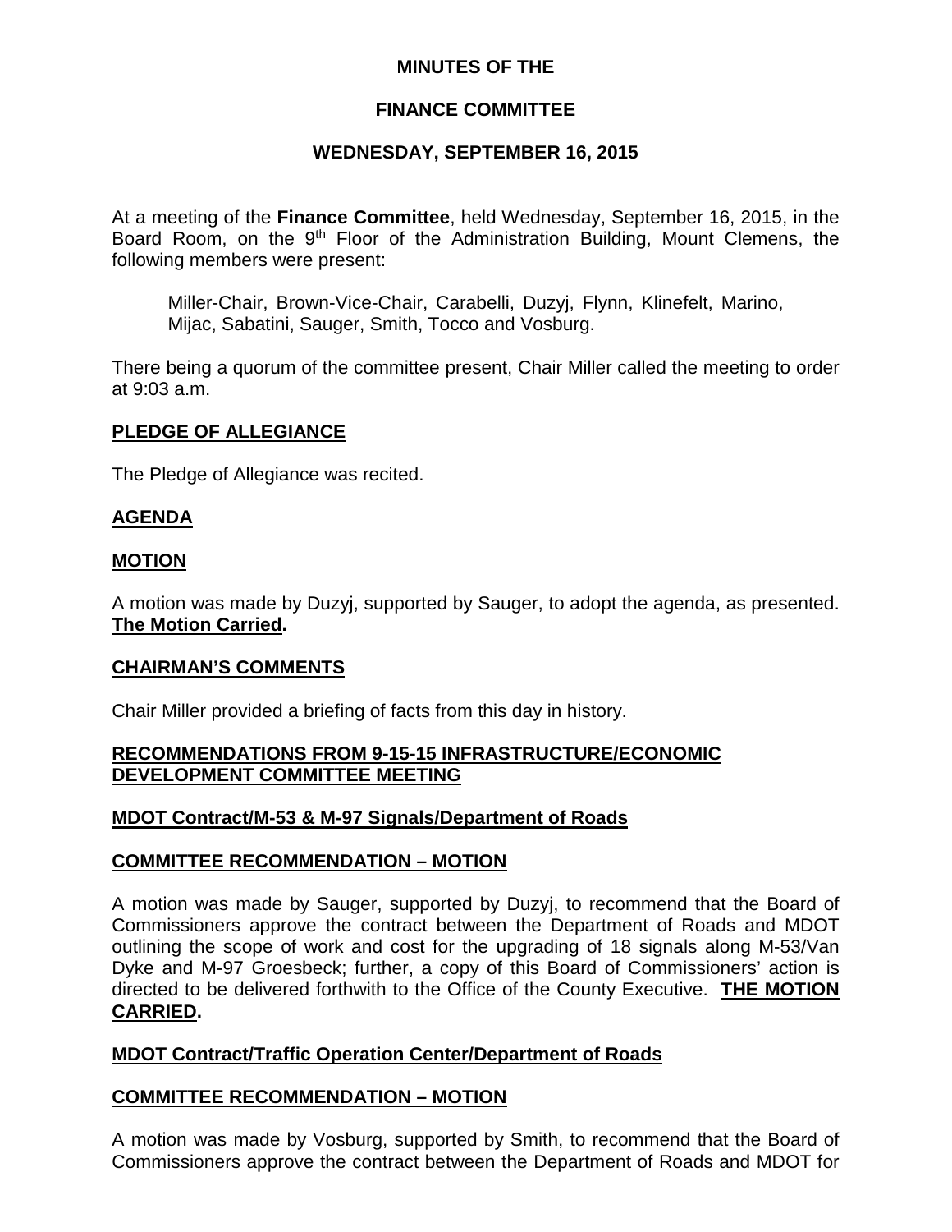**MINUTES OF THE**

**FINANCE COMMITTEE**

**WEDNESDAY, SEPTEMBER 16, 2015**

At a meeting of the **Finance Committee**, held Wednesday, September 16, 2015, in the Board Room, on the 9th Floor of the Administration Building, Mount Clemens, the following members were present:

Miller-Chair, Brown-Vice-Chair, Carabelli, Duzyj, Flynn, Klinefelt, Marino, Mijac, Sabatini, Sauger, Smith, Tocco and Vosburg.

There being a quorum of the committee present, Chair Miller called the meeting to order at 9:03 a.m.

**PLEDGE OF ALLEGIANCE**

The Pledge of Allegiance was recited.

**AGENDA**

**MOTION**

A motion was made by Duzyj, supported by Sauger, to adopt the agenda, as presented. **The Motion Carried.**

**CHAIRMAN'S COMMENTS**

Chair Miller provided a briefing of facts from this day in history.

**RECOMMENDATIONS FROM 9-15-15 INFRASTRUCTURE/ECONOMIC DEVELOPMENT COMMITTEE MEETING**

**MDOT Contract/M-53 & M-97 Signals/Department of Roads**

**COMMITTEE RECOMMENDATION – MOTION**

A motion was made by Sauger, supported by Duzyj, to recommend that the Board of Commissioners approve the contract between the Department of Roads and MDOT outlining the scope of work and cost for the upgrading of 18 signals along M-53/Van Dyke and M-97 Groesbeck; further, a copy of this Board of Commissioners' action is directed to be delivered forthwith to the Office of the County Executive. **THE MOTION CARRIED.**

**MDOT Contract/Traffic Operation Center/Department of Roads**

**COMMITTEE RECOMMENDATION – MOTION**

A motion was made by Vosburg, supported by Smith, to recommend that the Board of Commissioners approve the contract between the Department of Roads and MDOT for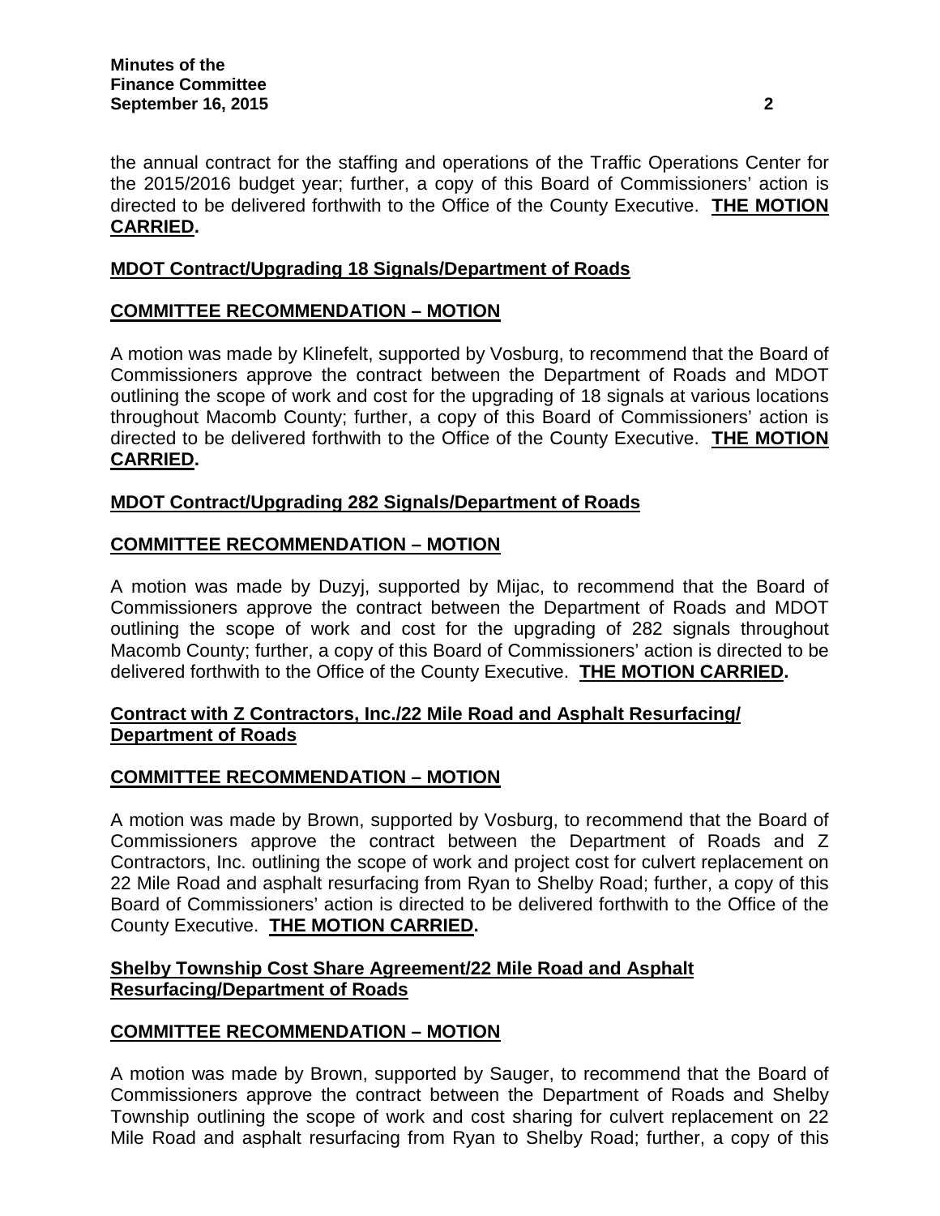the annual contract for the staffing and operations of the Traffic Operations Center for the 2015/2016 budget year; further, a copy of this Board of Commissioners' action is directed to be delivered forthwith to the Office of the County Executive. **THE MOTION CARRIED.**

**MDOT Contract/Upgrading 18 Signals/Department of Roads**

**COMMITTEE RECOMMENDATION – MOTION**

A motion was made by Klinefelt, supported by Vosburg, to recommend that the Board of Commissioners approve the contract between the Department of Roads and MDOT outlining the scope of work and cost for the upgrading of 18 signals at various locations throughout Macomb County; further, a copy of this Board of Commissioners' action is directed to be delivered forthwith to the Office of the County Executive. **THE MOTION CARRIED.**

**MDOT Contract/Upgrading 282 Signals/Department of Roads**

**COMMITTEE RECOMMENDATION – MOTION**

A motion was made by Duzyj, supported by Mijac, to recommend that the Board of Commissioners approve the contract between the Department of Roads and MDOT outlining the scope of work and cost for the upgrading of 282 signals throughout Macomb County; further, a copy of this Board of Commissioners' action is directed to be delivered forthwith to the Office of the County Executive. **THE MOTION CARRIED.**

**Contract with Z Contractors, Inc./22 Mile Road and Asphalt Resurfacing/ Department of Roads**

**COMMITTEE RECOMMENDATION – MOTION**

A motion was made by Brown, supported by Vosburg, to recommend that the Board of Commissioners approve the contract between the Department of Roads and Z Contractors, Inc. outlining the scope of work and project cost for culvert replacement on 22 Mile Road and asphalt resurfacing from Ryan to Shelby Road; further, a copy of this Board of Commissioners' action is directed to be delivered forthwith to the Office of the County Executive. **THE MOTION CARRIED.**

**Shelby Township Cost Share Agreement/22 Mile Road and Asphalt Resurfacing/Department of Roads**

**COMMITTEE RECOMMENDATION – MOTION**

A motion was made by Brown, supported by Sauger, to recommend that the Board of Commissioners approve the contract between the Department of Roads and Shelby Township outlining the scope of work and cost sharing for culvert replacement on 22 Mile Road and asphalt resurfacing from Ryan to Shelby Road; further, a copy of this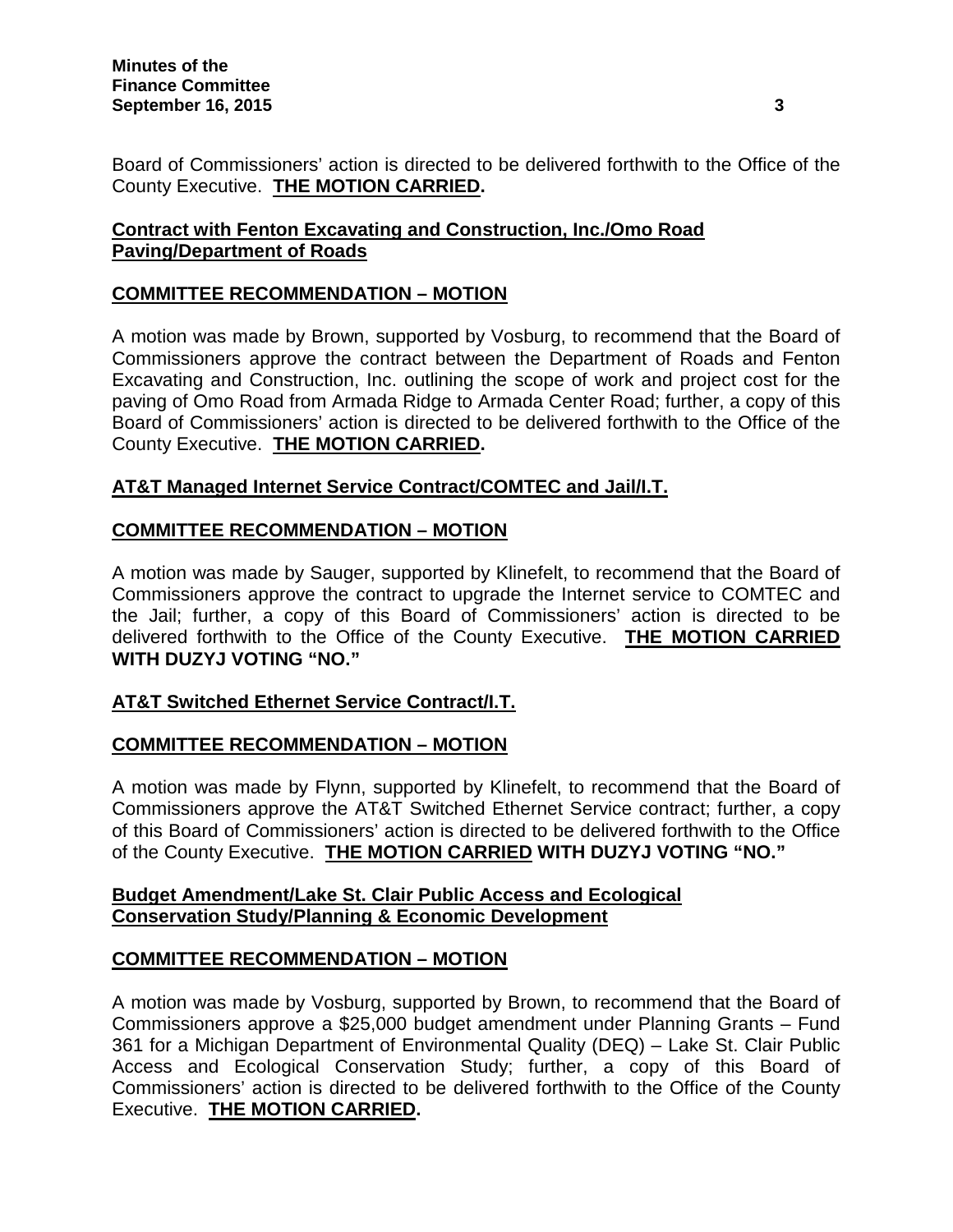Board of Commissioners' action is directed to be delivered forthwith to the Office of the County Executive. **THE MOTION CARRIED.**

**Contract with Fenton Excavating and Construction, Inc./Omo Road Paving/Department of Roads**

**COMMITTEE RECOMMENDATION – MOTION**

A motion was made by Brown, supported by Vosburg, to recommend that the Board of Commissioners approve the contract between the Department of Roads and Fenton Excavating and Construction, Inc. outlining the scope of work and project cost for the paving of Omo Road from Armada Ridge to Armada Center Road; further, a copy of this Board of Commissioners' action is directed to be delivered forthwith to the Office of the County Executive. **THE MOTION CARRIED.**

**AT&T Managed Internet Service Contract/COMTEC and Jail/I.T.**

**COMMITTEE RECOMMENDATION – MOTION**

A motion was made by Sauger, supported by Klinefelt, to recommend that the Board of Commissioners approve the contract to upgrade the Internet service to COMTEC and the Jail; further, a copy of this Board of Commissioners' action is directed to be delivered forthwith to the Office of the County Executive. **THE MOTION CARRIED WITH DUZYJ VOTING "NO."**

**AT&T Switched Ethernet Service Contract/I.T.**

**COMMITTEE RECOMMENDATION – MOTION**

A motion was made by Flynn, supported by Klinefelt, to recommend that the Board of Commissioners approve the AT&T Switched Ethernet Service contract; further, a copy of this Board of Commissioners' action is directed to be delivered forthwith to the Office of the County Executive. **THE MOTION CARRIED WITH DUZYJ VOTING "NO."**

**Budget Amendment/Lake St. Clair Public Access and Ecological Conservation Study/Planning & Economic Development**

**COMMITTEE RECOMMENDATION – MOTION**

A motion was made by Vosburg, supported by Brown, to recommend that the Board of Commissioners approve a $25,000 budget amendment under Planning Grants – Fund 361 for a Michigan Department of Environmental Quality (DEQ) – Lake St. Clair Public Access and Ecological Conservation Study; further, a copy of this Board of Commissioners' action is directed to be delivered forthwith to the Office of the County Executive. **THE MOTION CARRIED.**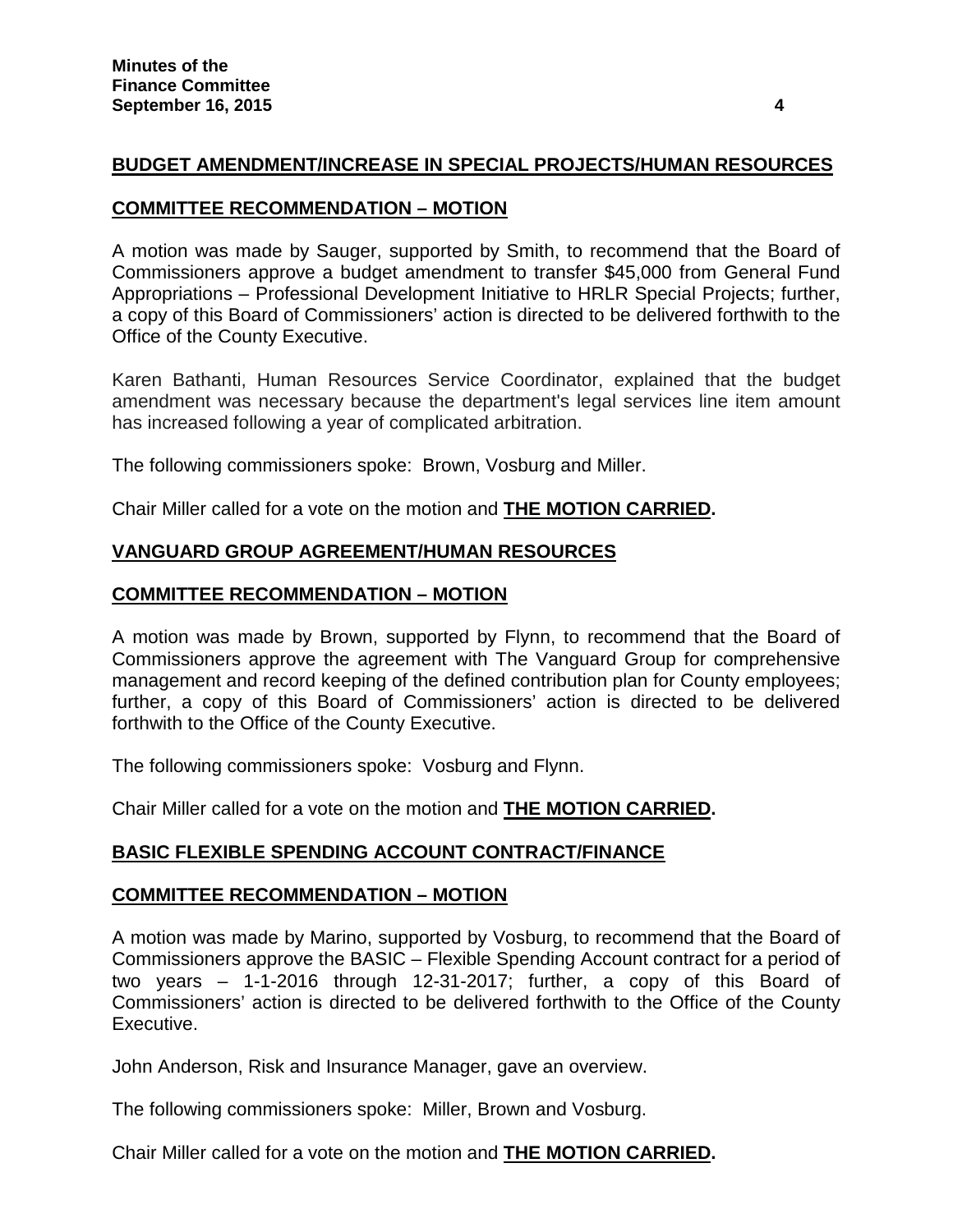## BUDGET AMENDMENT/INCREASE IN SPECIAL PROJECTS/HUMAN RESOURCES

### COMMITTEE RECOMMENDATION – MOTION

A motion was made by Sauger, supported by Smith, to recommend that the Board of Commissioners approve a budget amendment to transfer $45,000 from General Fund Appropriations – Professional Development Initiative to HRLR Special Projects; further, a copy of this Board of Commissioners' action is directed to be delivered forthwith to the Office of the County Executive.

Karen Bathanti, Human Resources Service Coordinator, explained that the budget amendment was necessary because the department's legal services line item amount has increased following a year of complicated arbitration.

The following commissioners spoke: Brown, Vosburg and Miller.

Chair Miller called for a vote on the motion and **THE MOTION CARRIED.**

## VANGUARD GROUP AGREEMENT/HUMAN RESOURCES

### COMMITTEE RECOMMENDATION – MOTION

A motion was made by Brown, supported by Flynn, to recommend that the Board of Commissioners approve the agreement with The Vanguard Group for comprehensive management and record keeping of the defined contribution plan for County employees; further, a copy of this Board of Commissioners' action is directed to be delivered forthwith to the Office of the County Executive.

The following commissioners spoke: Vosburg and Flynn.

Chair Miller called for a vote on the motion and **THE MOTION CARRIED.**

## BASIC FLEXIBLE SPENDING ACCOUNT CONTRACT/FINANCE

### COMMITTEE RECOMMENDATION – MOTION

A motion was made by Marino, supported by Vosburg, to recommend that the Board of Commissioners approve the BASIC – Flexible Spending Account contract for a period of two years – 1-1-2016 through 12-31-2017; further, a copy of this Board of Commissioners' action is directed to be delivered forthwith to the Office of the County Executive.

John Anderson, Risk and Insurance Manager, gave an overview.

The following commissioners spoke: Miller, Brown and Vosburg.

Chair Miller called for a vote on the motion and **THE MOTION CARRIED.**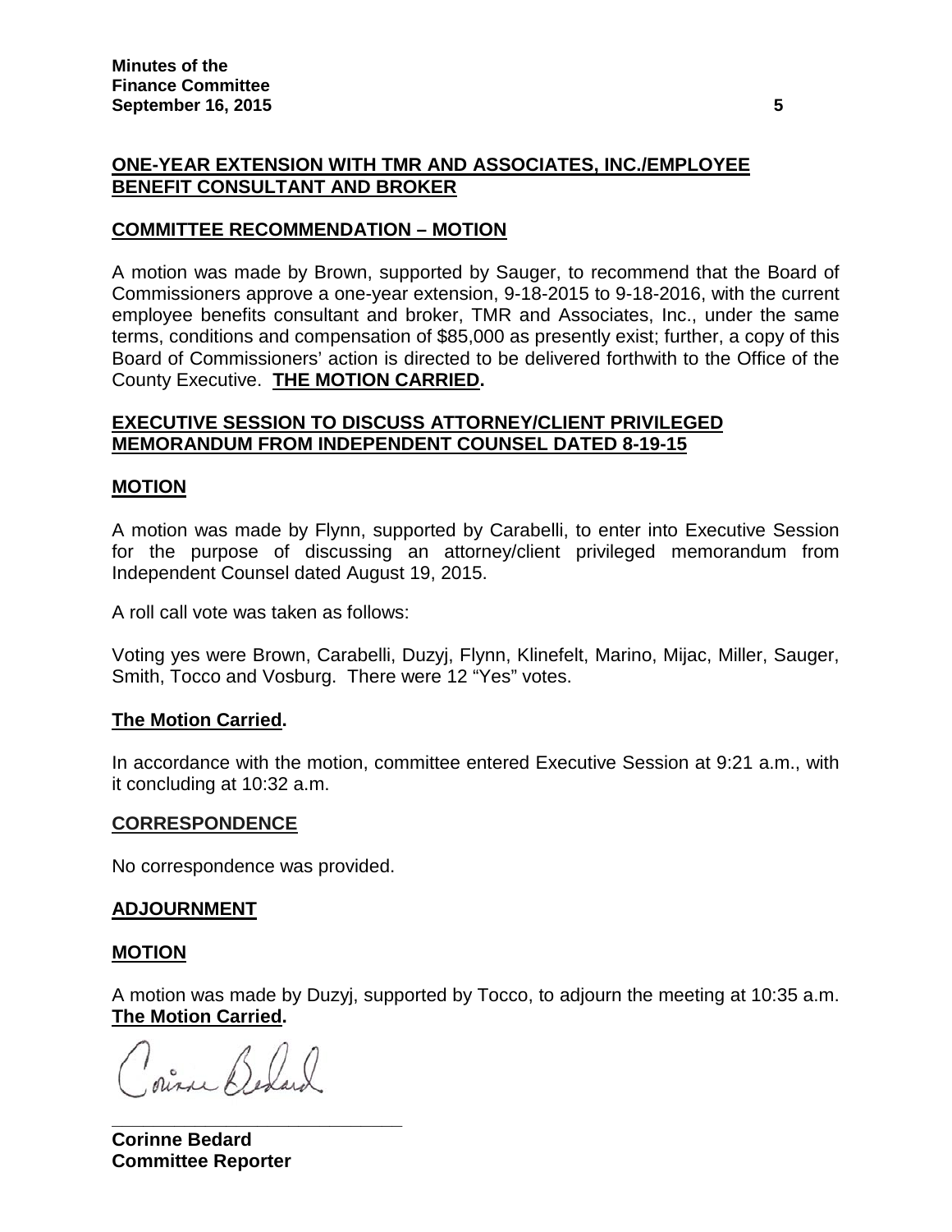**ONE-YEAR EXTENSION WITH TMR AND ASSOCIATES, INC./EMPLOYEE BENEFIT CONSULTANT AND BROKER**

**COMMITTEE RECOMMENDATION – MOTION**

A motion was made by Brown, supported by Sauger, to recommend that the Board of Commissioners approve a one-year extension, 9-18-2015 to 9-18-2016, with the current employee benefits consultant and broker, TMR and Associates, Inc., under the same terms, conditions and compensation of $85,000 as presently exist; further, a copy of this Board of Commissioners' action is directed to be delivered forthwith to the Office of the County Executive. **THE MOTION CARRIED.**

**EXECUTIVE SESSION TO DISCUSS ATTORNEY/CLIENT PRIVILEGED MEMORANDUM FROM INDEPENDENT COUNSEL DATED 8-19-15**

**MOTION**

A motion was made by Flynn, supported by Carabelli, to enter into Executive Session for the purpose of discussing an attorney/client privileged memorandum from Independent Counsel dated August 19, 2015.

A roll call vote was taken as follows:

Voting yes were Brown, Carabelli, Duzyj, Flynn, Klinefelt, Marino, Mijac, Miller, Sauger, Smith, Tocco and Vosburg. There were 12 "Yes" votes.

**The Motion Carried.**

In accordance with the motion, committee entered Executive Session at 9:21 a.m., with it concluding at 10:32 a.m.

**CORRESPONDENCE**

No correspondence was provided.

**ADJOURNMENT**

**MOTION**

A motion was made by Duzyj, supported by Tocco, to adjourn the meeting at 10:35 a.m. **The Motion Carried.**

Corinne Bedard

**Corinne Bedard**
**Committee Reporter**